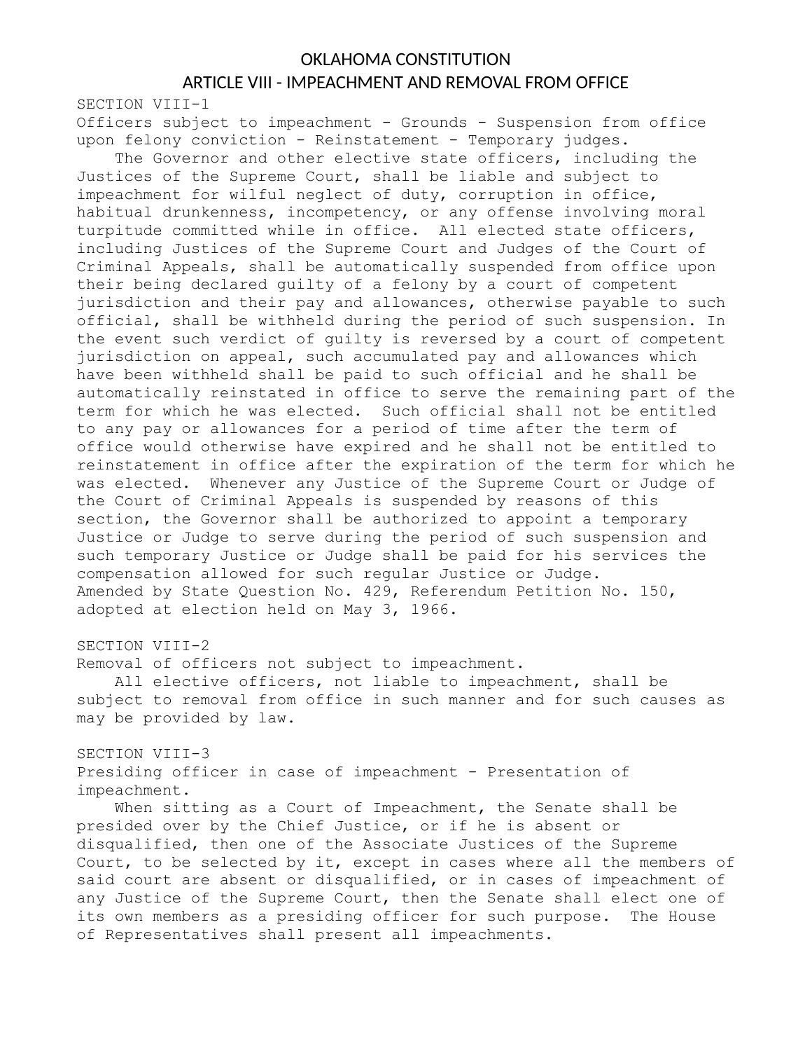# OKLAHOMA CONSTITUTION

## ARTICLE VIII - IMPEACHMENT AND REMOVAL FROM OFFICE

SECTION VIII-1

Officers subject to impeachment - Grounds - Suspension from office upon felony conviction - Reinstatement - Temporary judges.

The Governor and other elective state officers, including the Justices of the Supreme Court, shall be liable and subject to impeachment for wilful neglect of duty, corruption in office, habitual drunkenness, incompetency, or any offense involving moral turpitude committed while in office. All elected state officers, including Justices of the Supreme Court and Judges of the Court of Criminal Appeals, shall be automatically suspended from office upon their being declared guilty of a felony by a court of competent jurisdiction and their pay and allowances, otherwise payable to such official, shall be withheld during the period of such suspension. In the event such verdict of guilty is reversed by a court of competent jurisdiction on appeal, such accumulated pay and allowances which have been withheld shall be paid to such official and he shall be automatically reinstated in office to serve the remaining part of the term for which he was elected. Such official shall not be entitled to any pay or allowances for a period of time after the term of office would otherwise have expired and he shall not be entitled to reinstatement in office after the expiration of the term for which he was elected. Whenever any Justice of the Supreme Court or Judge of the Court of Criminal Appeals is suspended by reasons of this section, the Governor shall be authorized to appoint a temporary Justice or Judge to serve during the period of such suspension and such temporary Justice or Judge shall be paid for his services the compensation allowed for such regular Justice or Judge.

Amended by State Question No. 429, Referendum Petition No. 150, adopted at election held on May 3, 1966.

SECTION VIII-2

Removal of officers not subject to impeachment.

All elective officers, not liable to impeachment, shall be subject to removal from office in such manner and for such causes as may be provided by law.

SECTION VIII-3

Presiding officer in case of impeachment - Presentation of impeachment.

When sitting as a Court of Impeachment, the Senate shall be presided over by the Chief Justice, or if he is absent or disqualified, then one of the Associate Justices of the Supreme Court, to be selected by it, except in cases where all the members of said court are absent or disqualified, or in cases of impeachment of any Justice of the Supreme Court, then the Senate shall elect one of its own members as a presiding officer for such purpose. The House of Representatives shall present all impeachments.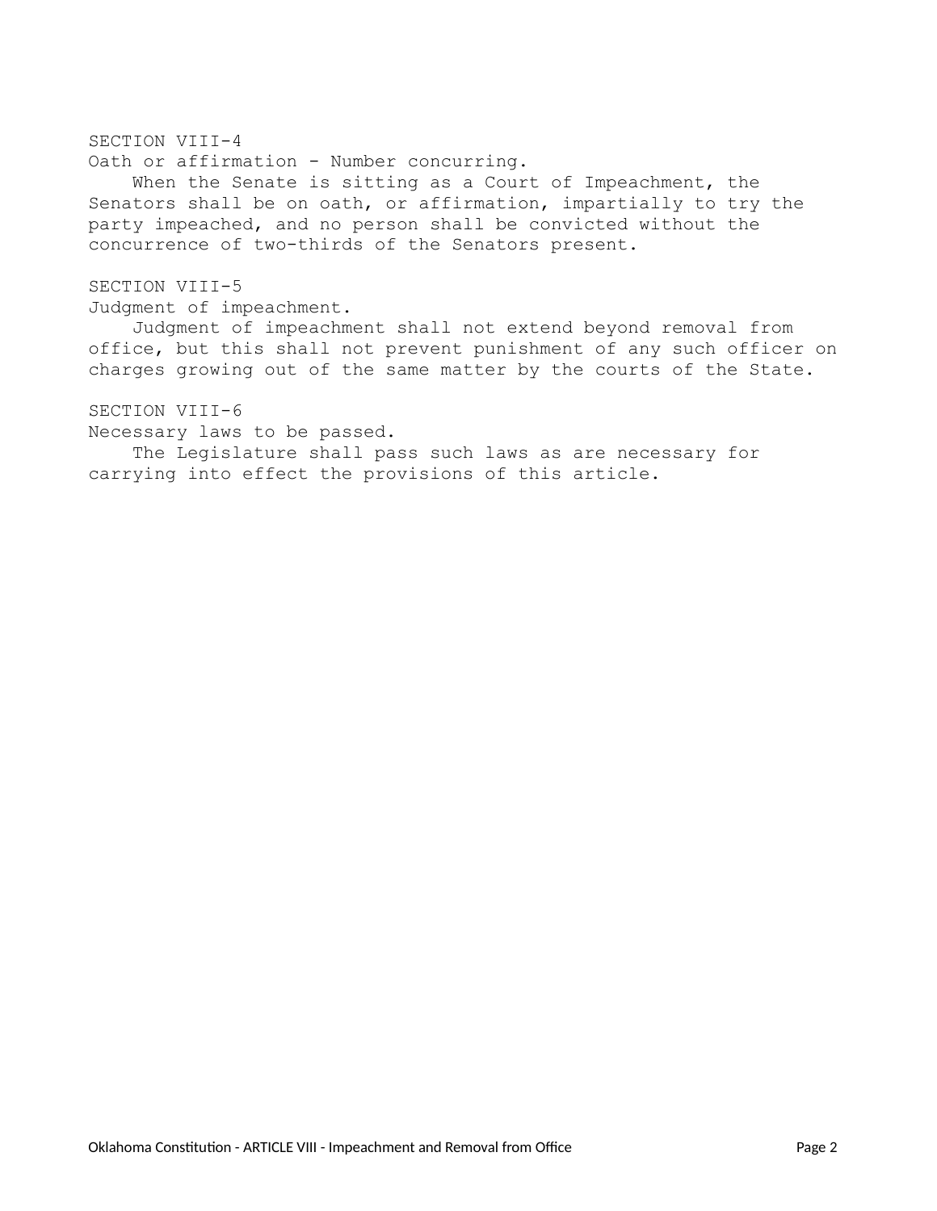SECTION VIII-4

Oath or affirmation - Number concurring.

When the Senate is sitting as a Court of Impeachment, the Senators shall be on oath, or affirmation, impartially to try the party impeached, and no person shall be convicted without the concurrence of two-thirds of the Senators present.

SECTION VIII-5

Judgment of impeachment.

Judgment of impeachment shall not extend beyond removal from office, but this shall not prevent punishment of any such officer on charges growing out of the same matter by the courts of the State.

SECTION VIII-6

Necessary laws to be passed.

The Legislature shall pass such laws as are necessary for carrying into effect the provisions of this article.